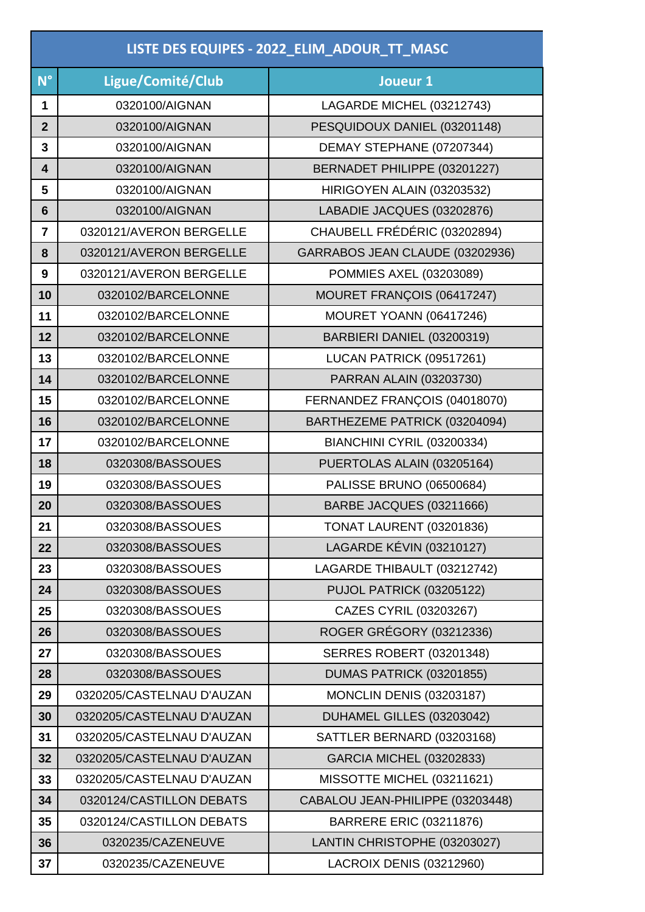| LISTE DES EQUIPES - 2022_ELIM_ADOUR_TT_MASC | | |
|---|---|---|
| **N°** | **Ligue/Comité/Club** | **Joueur 1** |
| **1** | 0320100/AIGNAN | LAGARDE MICHEL (03212743) |
| **2** | 0320100/AIGNAN | PESQUIDOUX DANIEL (03201148) |
| **3** | 0320100/AIGNAN | DEMAY STEPHANE (07207344) |
| **4** | 0320100/AIGNAN | BERNADET PHILIPPE (03201227) |
| **5** | 0320100/AIGNAN | HIRIGOYEN ALAIN (03203532) |
| **6** | 0320100/AIGNAN | LABADIE JACQUES (03202876) |
| **7** | 0320121/AVERON BERGELLE | CHAUBELL FRÉDÉRIC (03202894) |
| **8** | 0320121/AVERON BERGELLE | GARRABOS JEAN CLAUDE (03202936) |
| **9** | 0320121/AVERON BERGELLE | POMMIES AXEL (03203089) |
| **10** | 0320102/BARCELONNE | MOURET FRANÇOIS (06417247) |
| **11** | 0320102/BARCELONNE | MOURET YOANN (06417246) |
| **12** | 0320102/BARCELONNE | BARBIERI DANIEL (03200319) |
| **13** | 0320102/BARCELONNE | LUCAN PATRICK (09517261) |
| **14** | 0320102/BARCELONNE | PARRAN ALAIN (03203730) |
| **15** | 0320102/BARCELONNE | FERNANDEZ FRANÇOIS (04018070) |
| **16** | 0320102/BARCELONNE | BARTHEZEME PATRICK (03204094) |
| **17** | 0320102/BARCELONNE | BIANCHINI CYRIL (03200334) |
| **18** | 0320308/BASSOUES | PUERTOLAS ALAIN (03205164) |
| **19** | 0320308/BASSOUES | PALISSE BRUNO (06500684) |
| **20** | 0320308/BASSOUES | BARBE JACQUES (03211666) |
| **21** | 0320308/BASSOUES | TONAT LAURENT (03201836) |
| **22** | 0320308/BASSOUES | LAGARDE KÉVIN (03210127) |
| **23** | 0320308/BASSOUES | LAGARDE THIBAULT (03212742) |
| **24** | 0320308/BASSOUES | PUJOL PATRICK (03205122) |
| **25** | 0320308/BASSOUES | CAZES CYRIL (03203267) |
| **26** | 0320308/BASSOUES | ROGER GRÉGORY (03212336) |
| **27** | 0320308/BASSOUES | SERRES ROBERT (03201348) |
| **28** | 0320308/BASSOUES | DUMAS PATRICK (03201855) |
| **29** | 0320205/CASTELNAU D'AUZAN | MONCLIN DENIS (03203187) |
| **30** | 0320205/CASTELNAU D'AUZAN | DUHAMEL GILLES (03203042) |
| **31** | 0320205/CASTELNAU D'AUZAN | SATTLER BERNARD (03203168) |
| **32** | 0320205/CASTELNAU D'AUZAN | GARCIA MICHEL (03202833) |
| **33** | 0320205/CASTELNAU D'AUZAN | MISSOTTE MICHEL (03211621) |
| **34** | 0320124/CASTILLON DEBATS | CABALOU JEAN-PHILIPPE (03203448) |
| **35** | 0320124/CASTILLON DEBATS | BARRERE ERIC (03211876) |
| **36** | 0320235/CAZENEUVE | LANTIN CHRISTOPHE (03203027) |
| **37** | 0320235/CAZENEUVE | LACROIX DENIS (03212960) |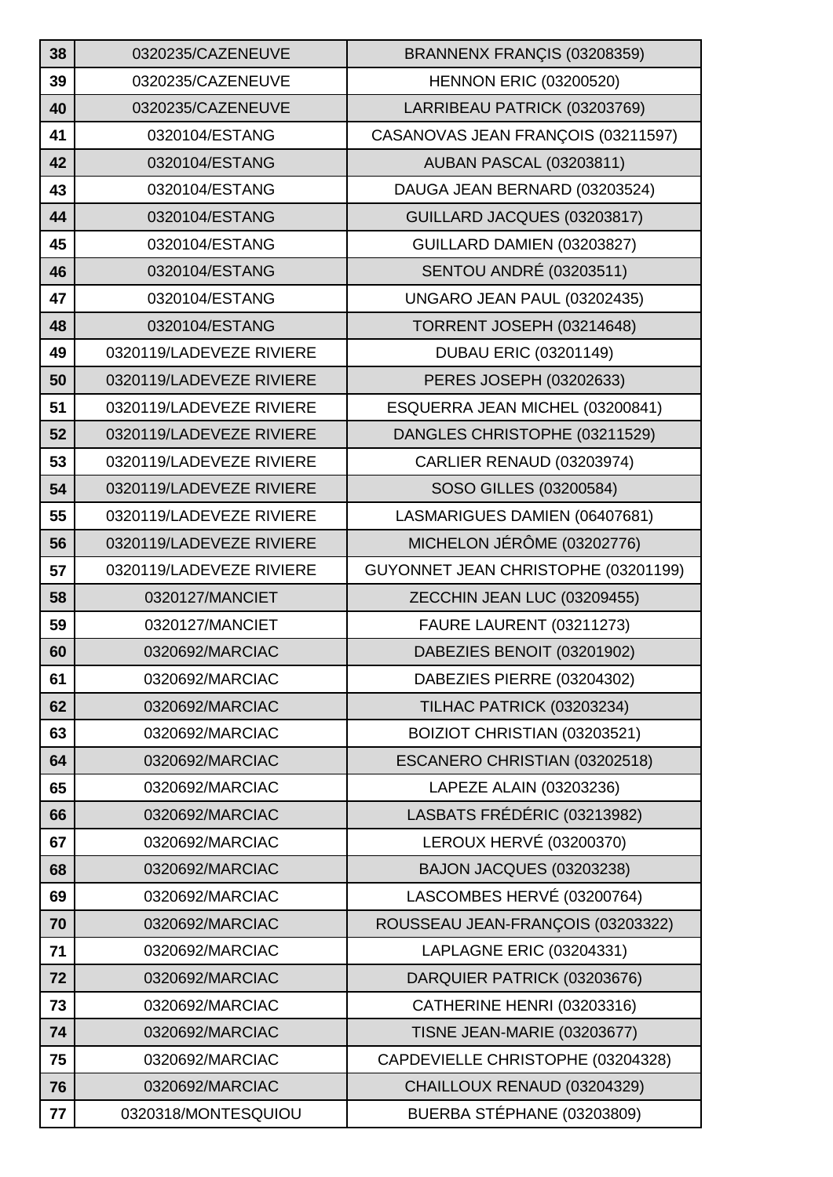| 38 | 0320235/CAZENEUVE | BRANNENX FRANÇIS (03208359) |
|---|---|---|
| 39 | 0320235/CAZENEUVE | HENNON ERIC (03200520) |
| 40 | 0320235/CAZENEUVE | LARRIBEAU PATRICK (03203769) |
| 41 | 0320104/ESTANG | CASANOVAS JEAN FRANÇOIS (03211597) |
| 42 | 0320104/ESTANG | AUBAN PASCAL (03203811) |
| 43 | 0320104/ESTANG | DAUGA JEAN BERNARD (03203524) |
| 44 | 0320104/ESTANG | GUILLARD JACQUES (03203817) |
| 45 | 0320104/ESTANG | GUILLARD DAMIEN (03203827) |
| 46 | 0320104/ESTANG | SENTOU ANDRÉ (03203511) |
| 47 | 0320104/ESTANG | UNGARO JEAN PAUL (03202435) |
| 48 | 0320104/ESTANG | TORRENT JOSEPH (03214648) |
| 49 | 0320119/LADEVEZE RIVIERE | DUBAU ERIC (03201149) |
| 50 | 0320119/LADEVEZE RIVIERE | PERES JOSEPH (03202633) |
| 51 | 0320119/LADEVEZE RIVIERE | ESQUERRA JEAN MICHEL (03200841) |
| 52 | 0320119/LADEVEZE RIVIERE | DANGLES CHRISTOPHE (03211529) |
| 53 | 0320119/LADEVEZE RIVIERE | CARLIER RENAUD (03203974) |
| 54 | 0320119/LADEVEZE RIVIERE | SOSO GILLES (03200584) |
| 55 | 0320119/LADEVEZE RIVIERE | LASMARIGUES DAMIEN (06407681) |
| 56 | 0320119/LADEVEZE RIVIERE | MICHELON JÉRÔME (03202776) |
| 57 | 0320119/LADEVEZE RIVIERE | GUYONNET JEAN CHRISTOPHE (03201199) |
| 58 | 0320127/MANCIET | ZECCHIN JEAN LUC (03209455) |
| 59 | 0320127/MANCIET | FAURE LAURENT (03211273) |
| 60 | 0320692/MARCIAC | DABEZIES BENOIT (03201902) |
| 61 | 0320692/MARCIAC | DABEZIES PIERRE (03204302) |
| 62 | 0320692/MARCIAC | TILHAC PATRICK (03203234) |
| 63 | 0320692/MARCIAC | BOIZIOT CHRISTIAN (03203521) |
| 64 | 0320692/MARCIAC | ESCANERO CHRISTIAN (03202518) |
| 65 | 0320692/MARCIAC | LAPEZE ALAIN (03203236) |
| 66 | 0320692/MARCIAC | LASBATS FRÉDÉRIC (03213982) |
| 67 | 0320692/MARCIAC | LEROUX HERVÉ (03200370) |
| 68 | 0320692/MARCIAC | BAJON JACQUES (03203238) |
| 69 | 0320692/MARCIAC | LASCOMBES HERVÉ (03200764) |
| 70 | 0320692/MARCIAC | ROUSSEAU JEAN-FRANÇOIS (03203322) |
| 71 | 0320692/MARCIAC | LAPLAGNE ERIC (03204331) |
| 72 | 0320692/MARCIAC | DARQUIER PATRICK (03203676) |
| 73 | 0320692/MARCIAC | CATHERINE HENRI (03203316) |
| 74 | 0320692/MARCIAC | TISNE JEAN-MARIE (03203677) |
| 75 | 0320692/MARCIAC | CAPDEVIELLE CHRISTOPHE (03204328) |
| 76 | 0320692/MARCIAC | CHAILLOUX RENAUD (03204329) |
| 77 | 0320318/MONTESQUIOU | BUERBA STÉPHANE (03203809) |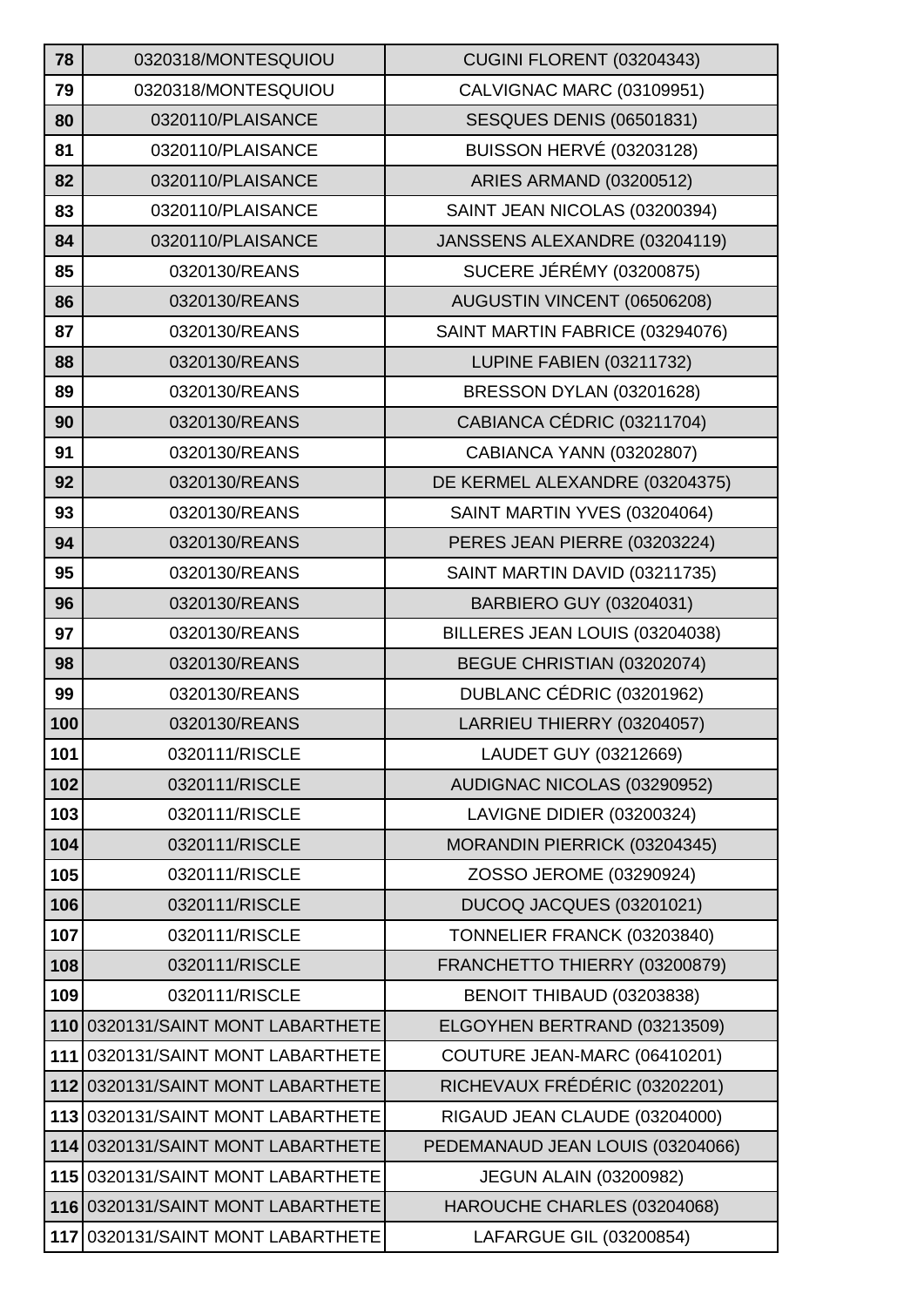| 78 | 0320318/MONTESQUIOU | CUGINI FLORENT (03204343) |
|---|---|---|
| 79 | 0320318/MONTESQUIOU | CALVIGNAC MARC (03109951) |
| 80 | 0320110/PLAISANCE | SESQUES DENIS (06501831) |
| 81 | 0320110/PLAISANCE | BUISSON HERVÉ (03203128) |
| 82 | 0320110/PLAISANCE | ARIES ARMAND (03200512) |
| 83 | 0320110/PLAISANCE | SAINT JEAN NICOLAS (03200394) |
| 84 | 0320110/PLAISANCE | JANSSENS ALEXANDRE (03204119) |
| 85 | 0320130/REANS | SUCERE JÉRÉMY (03200875) |
| 86 | 0320130/REANS | AUGUSTIN VINCENT (06506208) |
| 87 | 0320130/REANS | SAINT MARTIN FABRICE (03294076) |
| 88 | 0320130/REANS | LUPINE FABIEN (03211732) |
| 89 | 0320130/REANS | BRESSON DYLAN (03201628) |
| 90 | 0320130/REANS | CABIANCA CÉDRIC (03211704) |
| 91 | 0320130/REANS | CABIANCA YANN (03202807) |
| 92 | 0320130/REANS | DE KERMEL ALEXANDRE (03204375) |
| 93 | 0320130/REANS | SAINT MARTIN YVES (03204064) |
| 94 | 0320130/REANS | PERES JEAN PIERRE (03203224) |
| 95 | 0320130/REANS | SAINT MARTIN DAVID (03211735) |
| 96 | 0320130/REANS | BARBIERO GUY (03204031) |
| 97 | 0320130/REANS | BILLERES JEAN LOUIS (03204038) |
| 98 | 0320130/REANS | BEGUE CHRISTIAN (03202074) |
| 99 | 0320130/REANS | DUBLANC CÉDRIC (03201962) |
| 100 | 0320130/REANS | LARRIEU THIERRY (03204057) |
| 101 | 0320111/RISCLE | LAUDET GUY (03212669) |
| 102 | 0320111/RISCLE | AUDIGNAC NICOLAS (03290952) |
| 103 | 0320111/RISCLE | LAVIGNE DIDIER (03200324) |
| 104 | 0320111/RISCLE | MORANDIN PIERRICK (03204345) |
| 105 | 0320111/RISCLE | ZOSSO JEROME (03290924) |
| 106 | 0320111/RISCLE | DUCOQ JACQUES (03201021) |
| 107 | 0320111/RISCLE | TONNELIER FRANCK (03203840) |
| 108 | 0320111/RISCLE | FRANCHETTO THIERRY (03200879) |
| 109 | 0320111/RISCLE | BENOIT THIBAUD (03203838) |
| 110 | 0320131/SAINT MONT LABARTHETE | ELGOYHEN BERTRAND (03213509) |
| 111 | 0320131/SAINT MONT LABARTHETE | COUTURE JEAN-MARC (06410201) |
| 112 | 0320131/SAINT MONT LABARTHETE | RICHEVAUX FRÉDÉRIC (03202201) |
| 113 | 0320131/SAINT MONT LABARTHETE | RIGAUD JEAN CLAUDE (03204000) |
| 114 | 0320131/SAINT MONT LABARTHETE | PEDEMANAUD JEAN LOUIS (03204066) |
| 115 | 0320131/SAINT MONT LABARTHETE | JEGUN ALAIN (03200982) |
| 116 | 0320131/SAINT MONT LABARTHETE | HAROUCHE CHARLES (03204068) |
| 117 | 0320131/SAINT MONT LABARTHETE | LAFARGUE GIL (03200854) |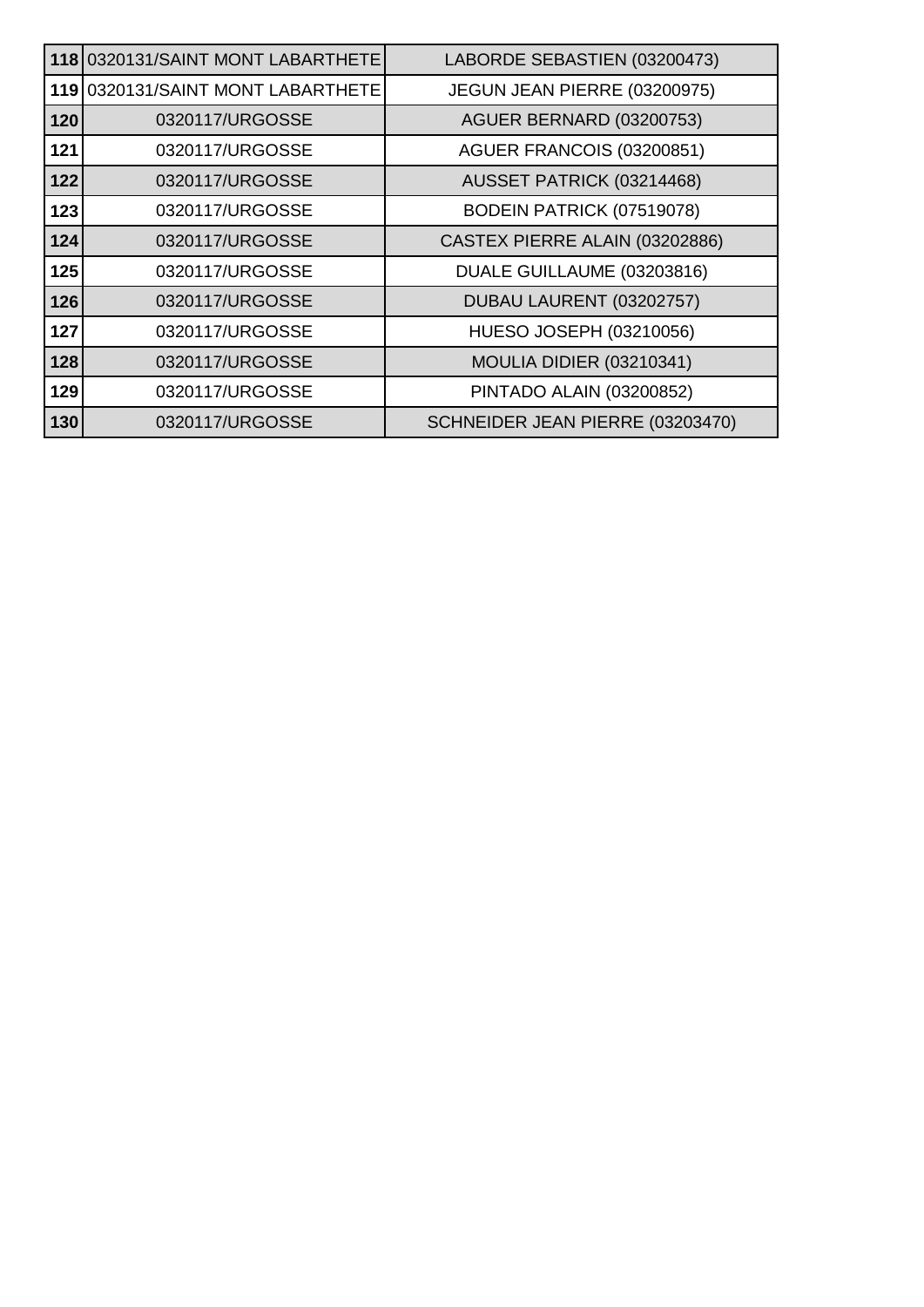| | | |
|---|---|---|
| **118** | 0320131/SAINT MONT LABARTHETE | LABORDE SEBASTIEN (03200473) |
| **119** | 0320131/SAINT MONT LABARTHETE | JEGUN JEAN PIERRE (03200975) |
| **120** | 0320117/URGOSSE | AGUER BERNARD (03200753) |
| **121** | 0320117/URGOSSE | AGUER FRANCOIS (03200851) |
| **122** | 0320117/URGOSSE | AUSSET PATRICK (03214468) |
| **123** | 0320117/URGOSSE | BODEIN PATRICK (07519078) |
| **124** | 0320117/URGOSSE | CASTEX PIERRE ALAIN (03202886) |
| **125** | 0320117/URGOSSE | DUALE GUILLAUME (03203816) |
| **126** | 0320117/URGOSSE | DUBAU LAURENT (03202757) |
| **127** | 0320117/URGOSSE | HUESO JOSEPH (03210056) |
| **128** | 0320117/URGOSSE | MOULIA DIDIER (03210341) |
| **129** | 0320117/URGOSSE | PINTADO ALAIN (03200852) |
| **130** | 0320117/URGOSSE | SCHNEIDER JEAN PIERRE (03203470) |